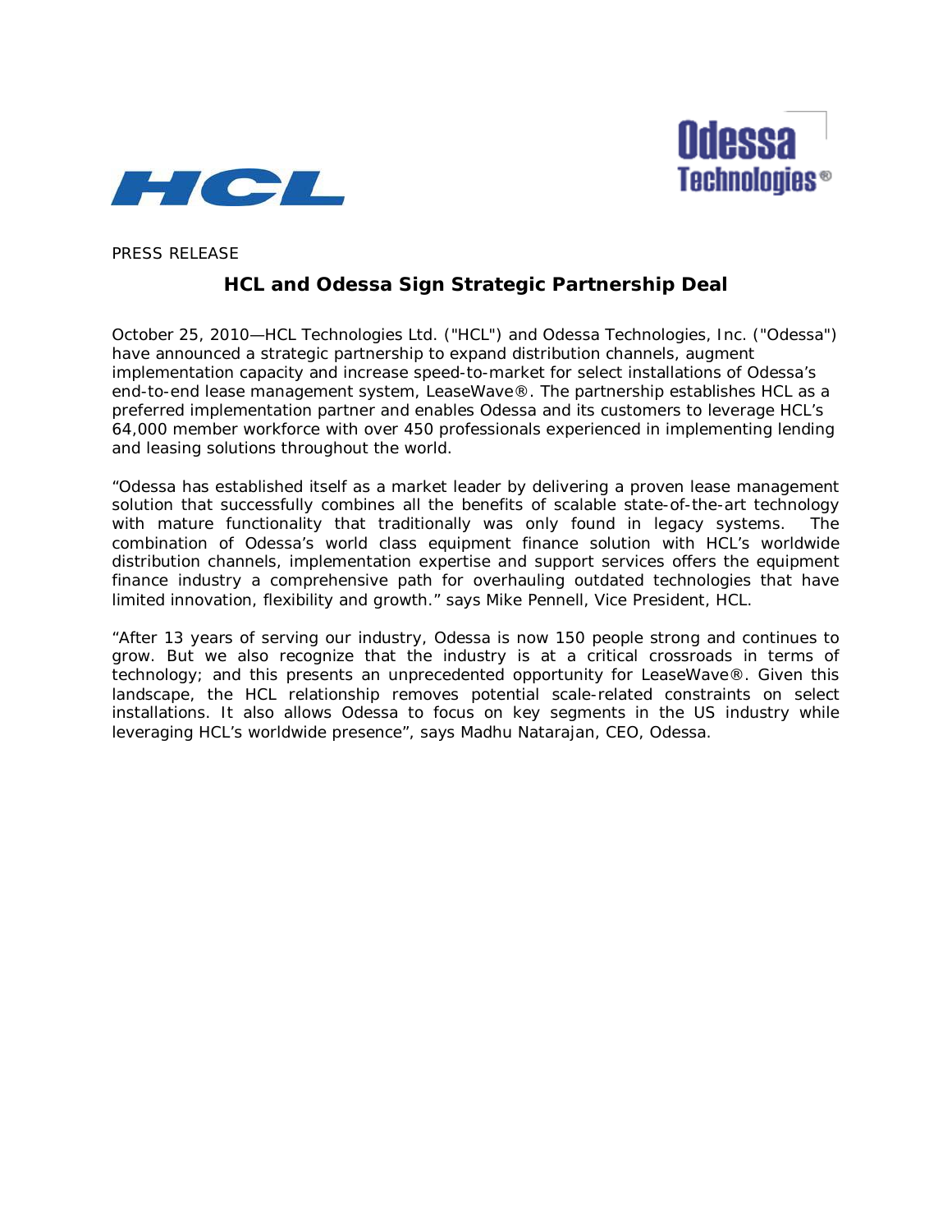PRESS RELEASE

## HCL and Odessa Sign Strategic Partnership Deal

October 25, 2010—HCL Technologies Ltd. ("HCL") and Odessa Technologies, Inc. ("Odessa") have announced a strategic partnership to expand distribution channels, augment implementation capacity and increase speed-to-market for select installations of Odessa's end-to-end lease management system, LeaseWave®. The partnership establishes HCL as a preferred implementation partner and enables Odessa and its customers to leverage HCL's 64,000 member workforce with over 450 professionals experienced in implementing lending and leasing solutions throughout the world.

"Odessa has established itself as a market leader by delivering a proven lease management solution that successfully combines all the benefits of scalable state-of-the-art technology with mature functionality that traditionally was only found in legacy systems. The combination of Odessa's world class equipment finance solution with HCL's worldwide distribution channels, implementation expertise and support services offers the equipment finance industry a comprehensive path for overhauling outdated technologies that have limited innovation, flexibility and growth." says Mike Pennell, Vice President, HCL.

"After 13 years of serving our industry, Odessa is now 150 people strong and continues to grow. But we also recognize that the industry is at a critical crossroads in terms of technology; and this presents an unprecedented opportunity for LeaseWave®. Given this landscape, the HCL relationship removes potential scale-related constraints on select installations. It also allows Odessa to focus on key segments in the US industry while leveraging HCL's worldwide presence", says Madhu Natarajan, CEO, Odessa.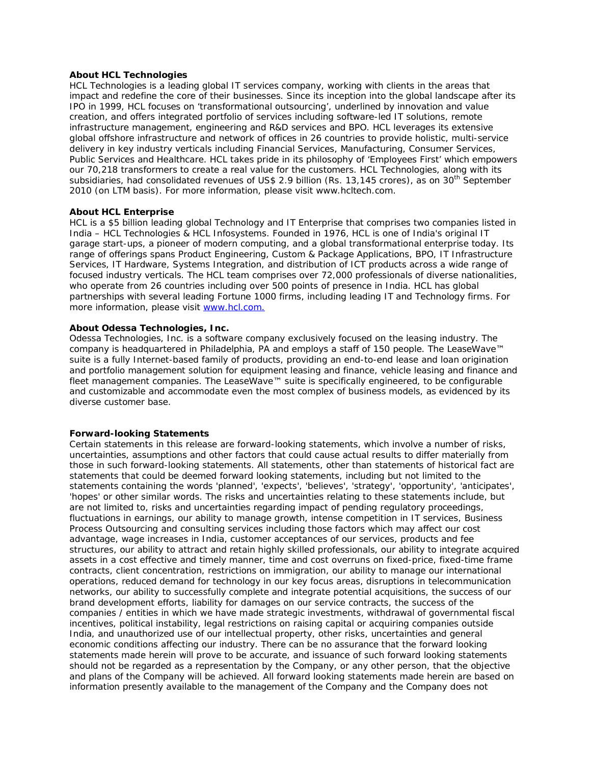**About HCL Technologies**

HCL Technologies is a leading global IT services company, working with clients in the areas that impact and redefine the core of their businesses. Since its inception into the global landscape after its IPO in 1999, HCL focuses on 'transformational outsourcing', underlined by innovation and value creation, and offers integrated portfolio of services including software-led IT solutions, remote infrastructure management, engineering and R&D services and BPO. HCL leverages its extensive global offshore infrastructure and network of offices in 26 countries to provide holistic, multi-service delivery in key industry verticals including Financial Services, Manufacturing, Consumer Services, Public Services and Healthcare. HCL takes pride in its philosophy of 'Employees First' which empowers our 70,218 transformers to create a real value for the customers. HCL Technologies, along with its subsidiaries, had consolidated revenues of US$ 2.9 billion (Rs. 13,145 crores), as on 30th September 2010 (on LTM basis). For more information, please visit www.hcltech.com.

**About HCL Enterprise**

HCL is a $5 billion leading global Technology and IT Enterprise that comprises two companies listed in India – HCL Technologies & HCL Infosystems. Founded in 1976, HCL is one of India's original IT garage start-ups, a pioneer of modern computing, and a global transformational enterprise today. Its range of offerings spans Product Engineering, Custom & Package Applications, BPO, IT Infrastructure Services, IT Hardware, Systems Integration, and distribution of ICT products across a wide range of focused industry verticals. The HCL team comprises over 72,000 professionals of diverse nationalities, who operate from 26 countries including over 500 points of presence in India. HCL has global partnerships with several leading Fortune 1000 firms, including leading IT and Technology firms. For more information, please visit www.hcl.com.

**About Odessa Technologies, Inc.**

Odessa Technologies, Inc. is a software company exclusively focused on the leasing industry. The company is headquartered in Philadelphia, PA and employs a staff of 150 people. The LeaseWave™ suite is a fully Internet-based family of products, providing an end-to-end lease and loan origination and portfolio management solution for equipment leasing and finance, vehicle leasing and finance and fleet management companies. The LeaseWave™ suite is specifically engineered, to be configurable and customizable and accommodate even the most complex of business models, as evidenced by its diverse customer base.

**Forward-looking Statements**

Certain statements in this release are forward-looking statements, which involve a number of risks, uncertainties, assumptions and other factors that could cause actual results to differ materially from those in such forward-looking statements. All statements, other than statements of historical fact are statements that could be deemed forward looking statements, including but not limited to the statements containing the words 'planned', 'expects', 'believes', 'strategy', 'opportunity', 'anticipates', 'hopes' or other similar words. The risks and uncertainties relating to these statements include, but are not limited to, risks and uncertainties regarding impact of pending regulatory proceedings, fluctuations in earnings, our ability to manage growth, intense competition in IT services, Business Process Outsourcing and consulting services including those factors which may affect our cost advantage, wage increases in India, customer acceptances of our services, products and fee structures, our ability to attract and retain highly skilled professionals, our ability to integrate acquired assets in a cost effective and timely manner, time and cost overruns on fixed-price, fixed-time frame contracts, client concentration, restrictions on immigration, our ability to manage our international operations, reduced demand for technology in our key focus areas, disruptions in telecommunication networks, our ability to successfully complete and integrate potential acquisitions, the success of our brand development efforts, liability for damages on our service contracts, the success of the companies / entities in which we have made strategic investments, withdrawal of governmental fiscal incentives, political instability, legal restrictions on raising capital or acquiring companies outside India, and unauthorized use of our intellectual property, other risks, uncertainties and general economic conditions affecting our industry. There can be no assurance that the forward looking statements made herein will prove to be accurate, and issuance of such forward looking statements should not be regarded as a representation by the Company, or any other person, that the objective and plans of the Company will be achieved. All forward looking statements made herein are based on information presently available to the management of the Company and the Company does not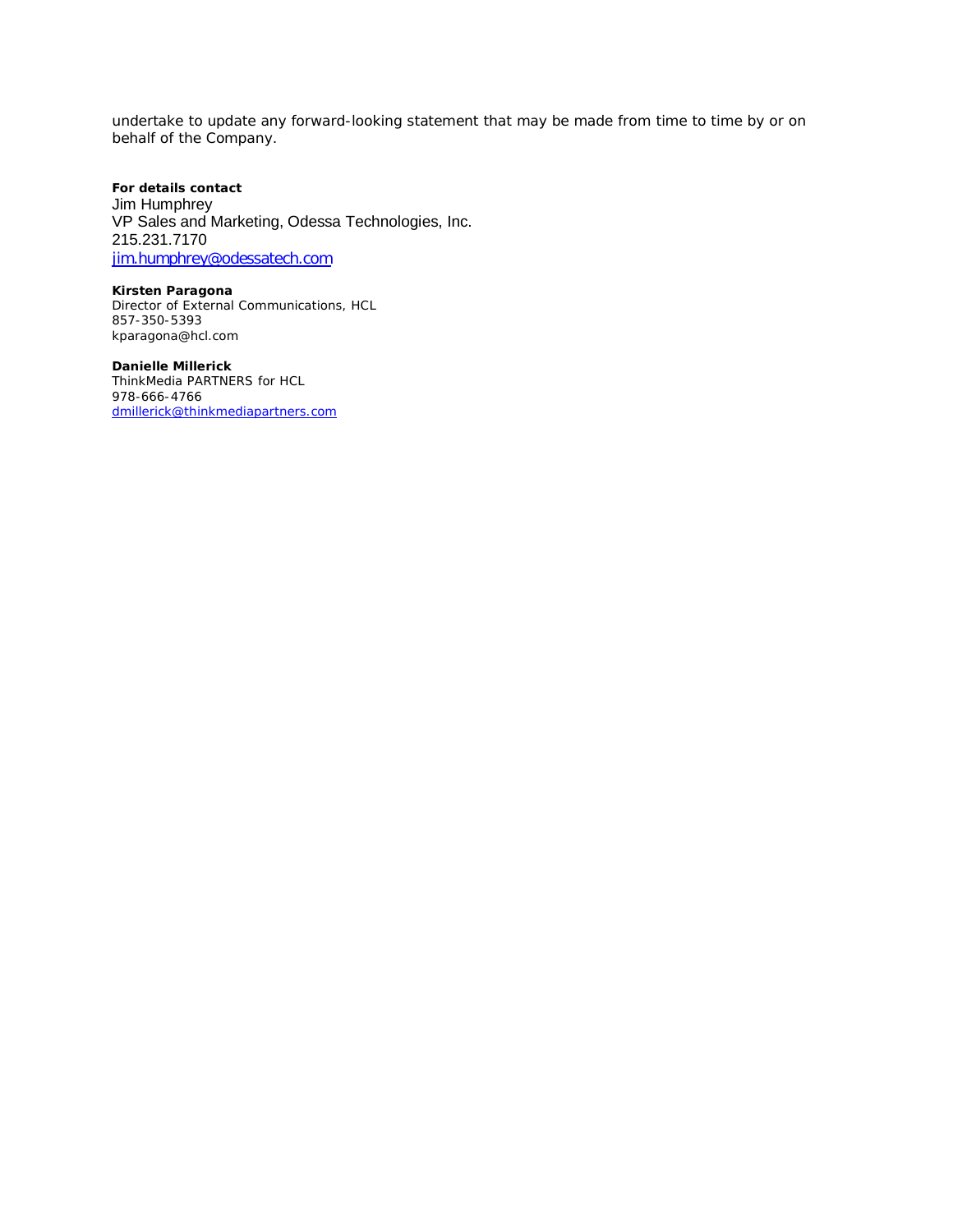undertake to update any forward-looking statement that may be made from time to time by or on behalf of the Company.

**For details contact**
Jim Humphrey
VP Sales and Marketing, Odessa Technologies, Inc.
215.231.7170
jim.humphrey@odessatech.com

**Kirsten Paragona**
Director of External Communications, HCL
857-350-5393
kparagona@hcl.com

**Danielle Millerick**
ThinkMedia PARTNERS for HCL
978-666-4766
dmillerick@thinkmediapartners.com